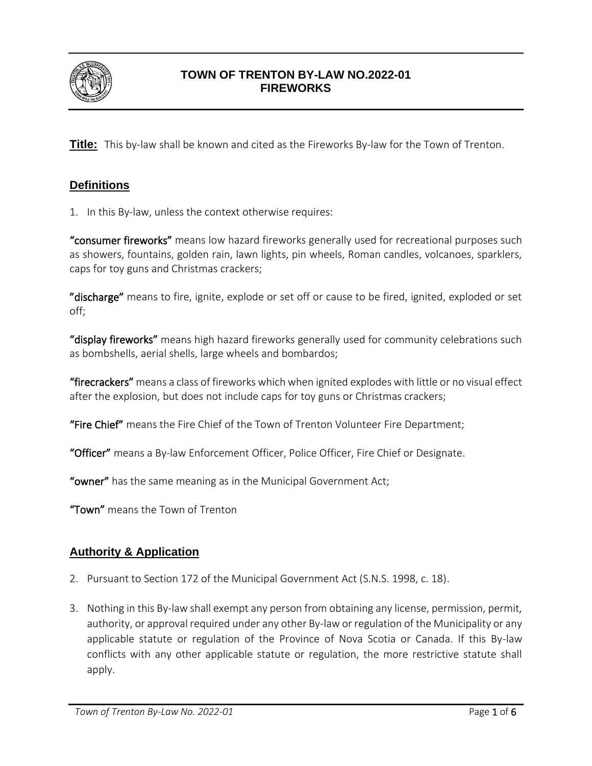# TOWN OF TRENTON BY-LAW NO.2022-01
# FIREWORKS

**Title:** This by-law shall be known and cited as the Fireworks By-law for the Town of Trenton.

## Definitions

1. In this By-law, unless the context otherwise requires:

**"consumer fireworks"** means low hazard fireworks generally used for recreational purposes such as showers, fountains, golden rain, lawn lights, pin wheels, Roman candles, volcanoes, sparklers, caps for toy guns and Christmas crackers;

**"discharge"** means to fire, ignite, explode or set off or cause to be fired, ignited, exploded or set off;

**"display fireworks"** means high hazard fireworks generally used for community celebrations such as bombshells, aerial shells, large wheels and bombardos;

**"firecrackers"** means a class of fireworks which when ignited explodes with little or no visual effect after the explosion, but does not include caps for toy guns or Christmas crackers;

**"Fire Chief"** means the Fire Chief of the Town of Trenton Volunteer Fire Department;

**"Officer"** means a By-law Enforcement Officer, Police Officer, Fire Chief or Designate.

**"owner"** has the same meaning as in the Municipal Government Act;

**"Town"** means the Town of Trenton

## Authority & Application

2. Pursuant to Section 172 of the Municipal Government Act (S.N.S. 1998, c. 18).

3. Nothing in this By-law shall exempt any person from obtaining any license, permission, permit, authority, or approval required under any other By-law or regulation of the Municipality or any applicable statute or regulation of the Province of Nova Scotia or Canada. If this By-law conflicts with any other applicable statute or regulation, the more restrictive statute shall apply.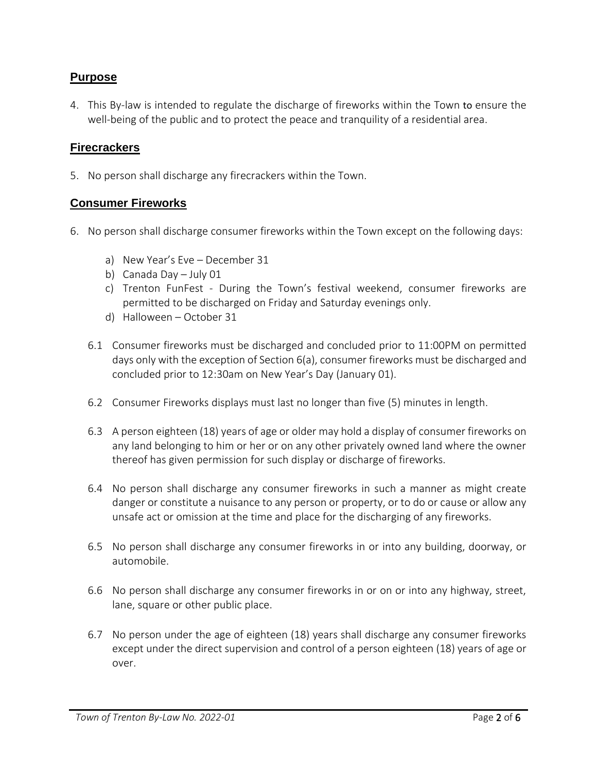## Purpose

4. This By-law is intended to regulate the discharge of fireworks within the Town to ensure the well-being of the public and to protect the peace and tranquility of a residential area.

## Firecrackers

5. No person shall discharge any firecrackers within the Town.

## Consumer Fireworks

6. No person shall discharge consumer fireworks within the Town except on the following days:

   a) New Year's Eve – December 31
   b) Canada Day – July 01
   c) Trenton FunFest - During the Town's festival weekend, consumer fireworks are permitted to be discharged on Friday and Saturday evenings only.
   d) Halloween – October 31

   6.1 Consumer fireworks must be discharged and concluded prior to 11:00PM on permitted days only with the exception of Section 6(a), consumer fireworks must be discharged and concluded prior to 12:30am on New Year's Day (January 01).

   6.2 Consumer Fireworks displays must last no longer than five (5) minutes in length.

   6.3 A person eighteen (18) years of age or older may hold a display of consumer fireworks on any land belonging to him or her or on any other privately owned land where the owner thereof has given permission for such display or discharge of fireworks.

   6.4 No person shall discharge any consumer fireworks in such a manner as might create danger or constitute a nuisance to any person or property, or to do or cause or allow any unsafe act or omission at the time and place for the discharging of any fireworks.

   6.5 No person shall discharge any consumer fireworks in or into any building, doorway, or automobile.

   6.6 No person shall discharge any consumer fireworks in or on or into any highway, street, lane, square or other public place.

   6.7 No person under the age of eighteen (18) years shall discharge any consumer fireworks except under the direct supervision and control of a person eighteen (18) years of age or over.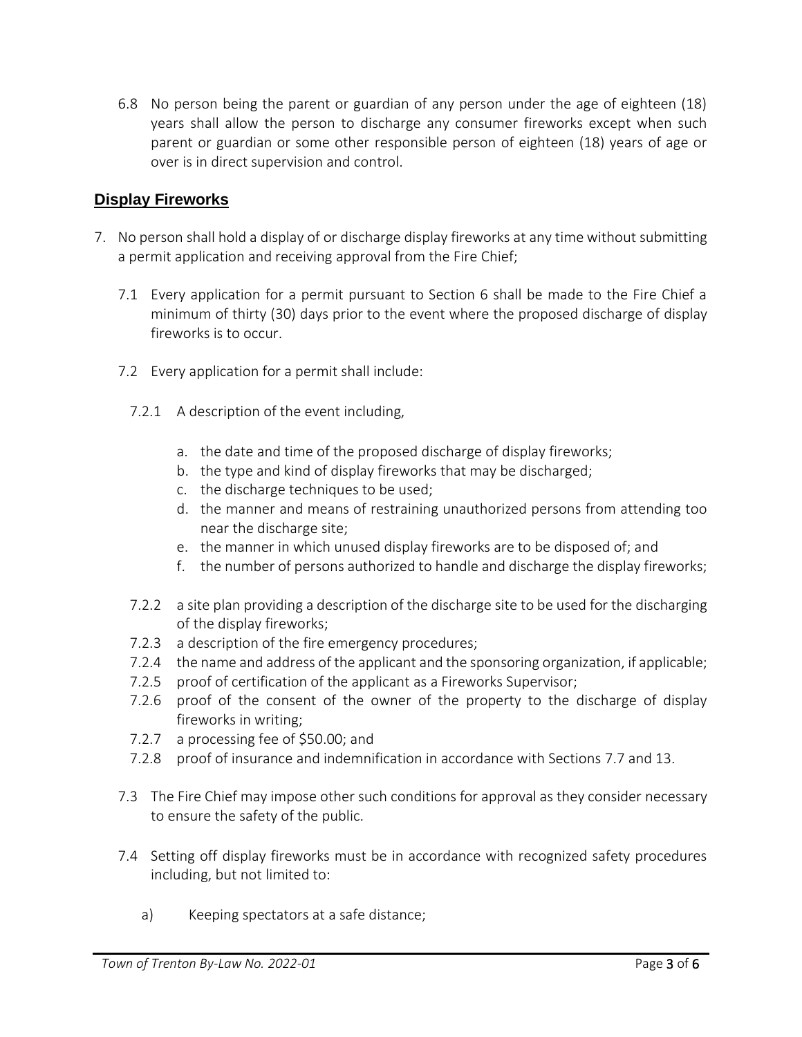6.8 No person being the parent or guardian of any person under the age of eighteen (18) years shall allow the person to discharge any consumer fireworks except when such parent or guardian or some other responsible person of eighteen (18) years of age or over is in direct supervision and control.

## Display Fireworks

7. No person shall hold a display of or discharge display fireworks at any time without submitting a permit application and receiving approval from the Fire Chief;

   7.1 Every application for a permit pursuant to Section 6 shall be made to the Fire Chief a minimum of thirty (30) days prior to the event where the proposed discharge of display fireworks is to occur.

   7.2 Every application for a permit shall include:

   7.2.1 A description of the event including,

   a. the date and time of the proposed discharge of display fireworks;
   b. the type and kind of display fireworks that may be discharged;
   c. the discharge techniques to be used;
   d. the manner and means of restraining unauthorized persons from attending too near the discharge site;
   e. the manner in which unused display fireworks are to be disposed of; and
   f. the number of persons authorized to handle and discharge the display fireworks;

   7.2.2 a site plan providing a description of the discharge site to be used for the discharging of the display fireworks;
   7.2.3 a description of the fire emergency procedures;
   7.2.4 the name and address of the applicant and the sponsoring organization, if applicable;
   7.2.5 proof of certification of the applicant as a Fireworks Supervisor;
   7.2.6 proof of the consent of the owner of the property to the discharge of display fireworks in writing;
   7.2.7 a processing fee of $50.00; and
   7.2.8 proof of insurance and indemnification in accordance with Sections 7.7 and 13.

   7.3 The Fire Chief may impose other such conditions for approval as they consider necessary to ensure the safety of the public.

   7.4 Setting off display fireworks must be in accordance with recognized safety procedures including, but not limited to:

   a) Keeping spectators at a safe distance;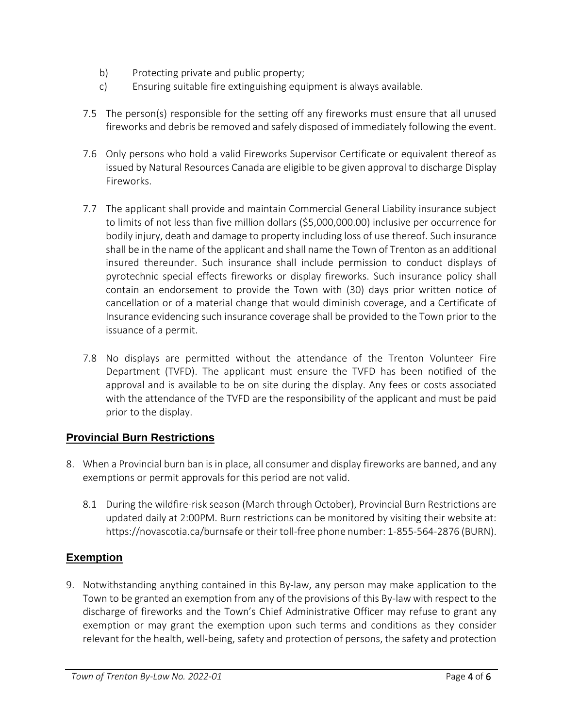b) Protecting private and public property;

c) Ensuring suitable fire extinguishing equipment is always available.

7.5 The person(s) responsible for the setting off any fireworks must ensure that all unused fireworks and debris be removed and safely disposed of immediately following the event.

7.6 Only persons who hold a valid Fireworks Supervisor Certificate or equivalent thereof as issued by Natural Resources Canada are eligible to be given approval to discharge Display Fireworks.

7.7 The applicant shall provide and maintain Commercial General Liability insurance subject to limits of not less than five million dollars ($5,000,000.00) inclusive per occurrence for bodily injury, death and damage to property including loss of use thereof. Such insurance shall be in the name of the applicant and shall name the Town of Trenton as an additional insured thereunder. Such insurance shall include permission to conduct displays of pyrotechnic special effects fireworks or display fireworks. Such insurance policy shall contain an endorsement to provide the Town with (30) days prior written notice of cancellation or of a material change that would diminish coverage, and a Certificate of Insurance evidencing such insurance coverage shall be provided to the Town prior to the issuance of a permit.

7.8 No displays are permitted without the attendance of the Trenton Volunteer Fire Department (TVFD). The applicant must ensure the TVFD has been notified of the approval and is available to be on site during the display. Any fees or costs associated with the attendance of the TVFD are the responsibility of the applicant and must be paid prior to the display.

## Provincial Burn Restrictions

8. When a Provincial burn ban is in place, all consumer and display fireworks are banned, and any exemptions or permit approvals for this period are not valid.

   8.1 During the wildfire-risk season (March through October), Provincial Burn Restrictions are updated daily at 2:00PM. Burn restrictions can be monitored by visiting their website at: https://novascotia.ca/burnsafe or their toll-free phone number: 1-855-564-2876 (BURN).

## Exemption

9. Notwithstanding anything contained in this By-law, any person may make application to the Town to be granted an exemption from any of the provisions of this By-law with respect to the discharge of fireworks and the Town's Chief Administrative Officer may refuse to grant any exemption or may grant the exemption upon such terms and conditions as they consider relevant for the health, well-being, safety and protection of persons, the safety and protection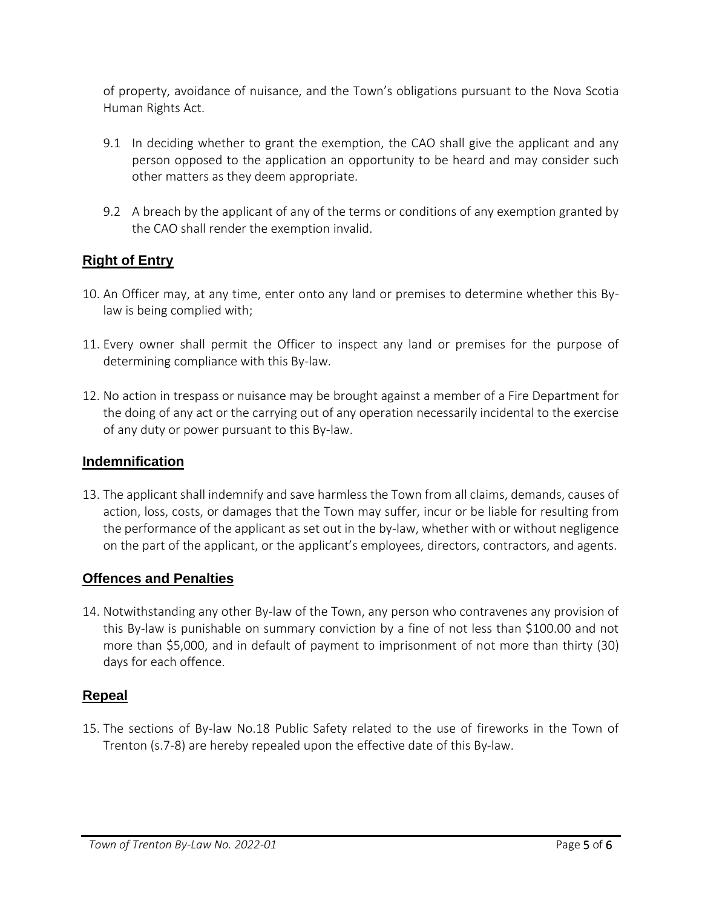of property, avoidance of nuisance, and the Town's obligations pursuant to the Nova Scotia Human Rights Act.

9.1 In deciding whether to grant the exemption, the CAO shall give the applicant and any person opposed to the application an opportunity to be heard and may consider such other matters as they deem appropriate.

9.2 A breach by the applicant of any of the terms or conditions of any exemption granted by the CAO shall render the exemption invalid.

## Right of Entry

10. An Officer may, at any time, enter onto any land or premises to determine whether this By-law is being complied with;

11. Every owner shall permit the Officer to inspect any land or premises for the purpose of determining compliance with this By-law.

12. No action in trespass or nuisance may be brought against a member of a Fire Department for the doing of any act or the carrying out of any operation necessarily incidental to the exercise of any duty or power pursuant to this By-law.

## Indemnification

13. The applicant shall indemnify and save harmless the Town from all claims, demands, causes of action, loss, costs, or damages that the Town may suffer, incur or be liable for resulting from the performance of the applicant as set out in the by-law, whether with or without negligence on the part of the applicant, or the applicant's employees, directors, contractors, and agents.

## Offences and Penalties

14. Notwithstanding any other By-law of the Town, any person who contravenes any provision of this By-law is punishable on summary conviction by a fine of not less than $100.00 and not more than $5,000, and in default of payment to imprisonment of not more than thirty (30) days for each offence.

## Repeal

15. The sections of By-law No.18 Public Safety related to the use of fireworks in the Town of Trenton (s.7-8) are hereby repealed upon the effective date of this By-law.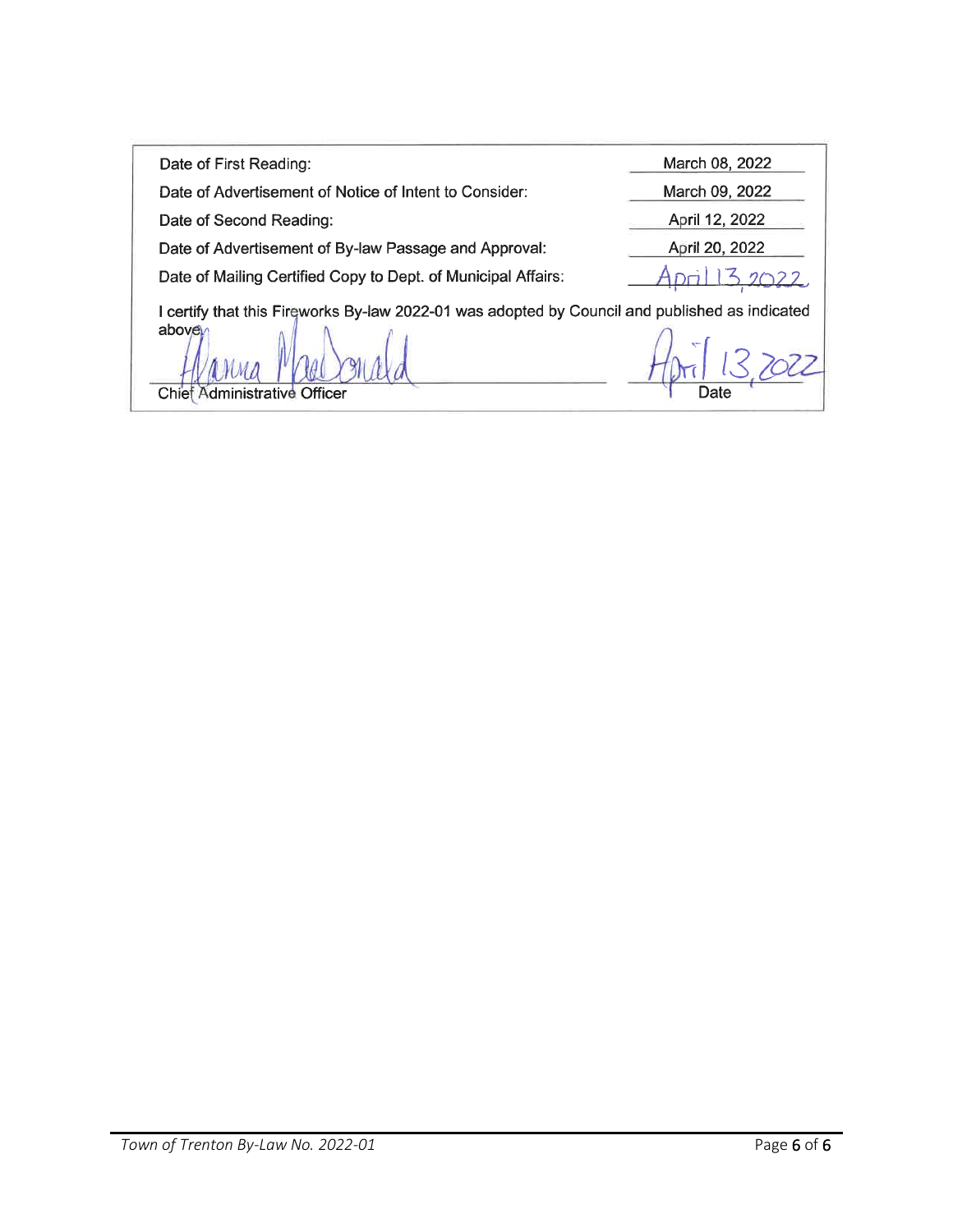| | |
|---|---|
| Date of First Reading: | March 08, 2022 |
| Date of Advertisement of Notice of Intent to Consider: | March 09, 2022 |
| Date of Second Reading: | April 12, 2022 |
| Date of Advertisement of By-law Passage and Approval: | April 20, 2022 |
| Date of Mailing Certified Copy to Dept. of Municipal Affairs: | April 13, 2022 |

I certify that this Fireworks By-law 2022-01 was adopted by Council and published as indicated above.

Hanna MacDonald

Chief Administrative Officer

April 13, 2022

Date